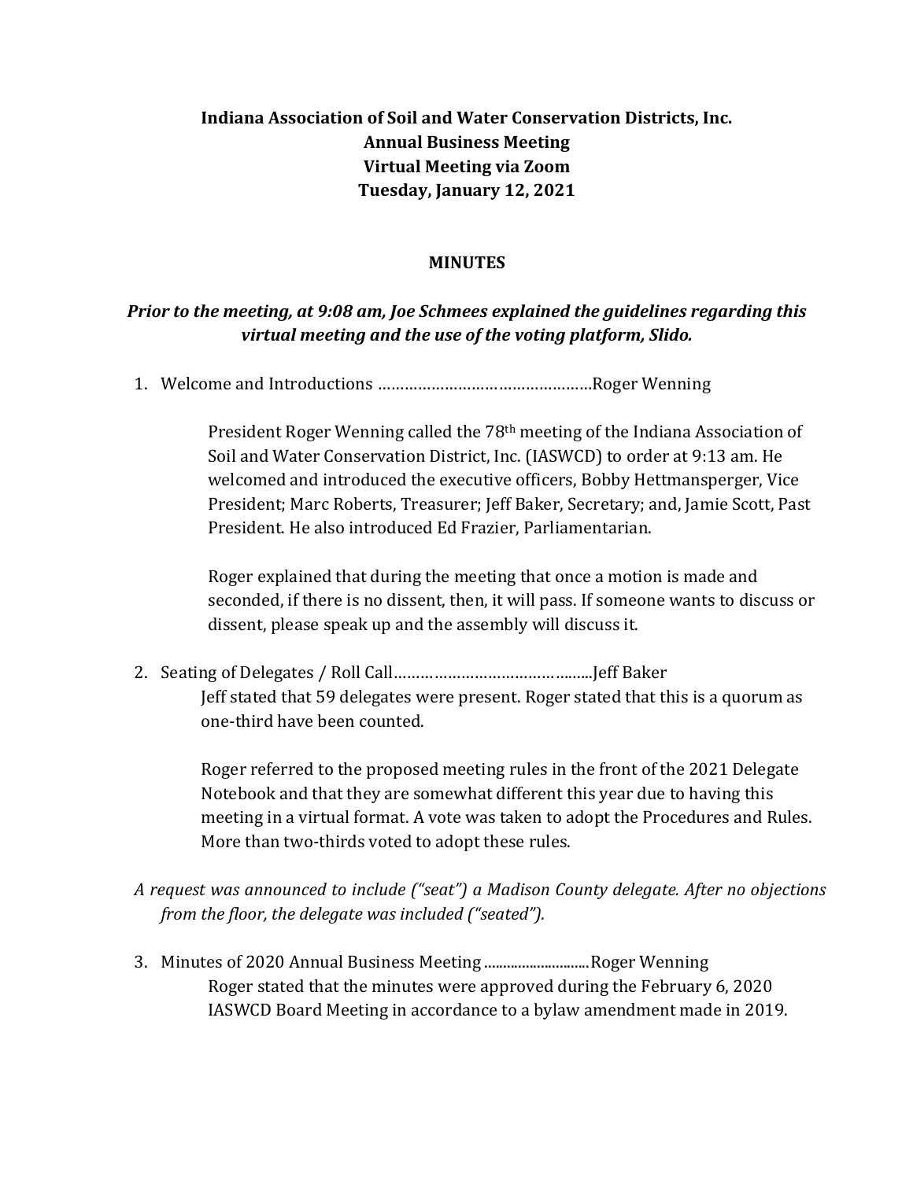**Indiana Association of Soil and Water Conservation Districts, Inc.**
**Annual Business Meeting**
**Virtual Meeting via Zoom**
**Tuesday, January 12, 2021**

**MINUTES**

***Prior to the meeting, at 9:08 am, Joe Schmees explained the guidelines regarding this virtual meeting and the use of the voting platform, Slido.***

1. Welcome and Introductions …………………………………………Roger Wenning

   President Roger Wenning called the 78th meeting of the Indiana Association of Soil and Water Conservation District, Inc. (IASWCD) to order at 9:13 am. He welcomed and introduced the executive officers, Bobby Hettmansperger, Vice President; Marc Roberts, Treasurer; Jeff Baker, Secretary; and, Jamie Scott, Past President. He also introduced Ed Frazier, Parliamentarian.

   Roger explained that during the meeting that once a motion is made and seconded, if there is no dissent, then, it will pass. If someone wants to discuss or dissent, please speak up and the assembly will discuss it.

2. Seating of Delegates / Roll Call……………………………………..Jeff Baker

   Jeff stated that 59 delegates were present. Roger stated that this is a quorum as one-third have been counted.

   Roger referred to the proposed meeting rules in the front of the 2021 Delegate Notebook and that they are somewhat different this year due to having this meeting in a virtual format. A vote was taken to adopt the Procedures and Rules. More than two-thirds voted to adopt these rules.

*A request was announced to include ("seat") a Madison County delegate. After no objections from the floor, the delegate was included ("seated").*

3. Minutes of 2020 Annual Business Meeting ............................Roger Wenning

   Roger stated that the minutes were approved during the February 6, 2020 IASWCD Board Meeting in accordance to a bylaw amendment made in 2019.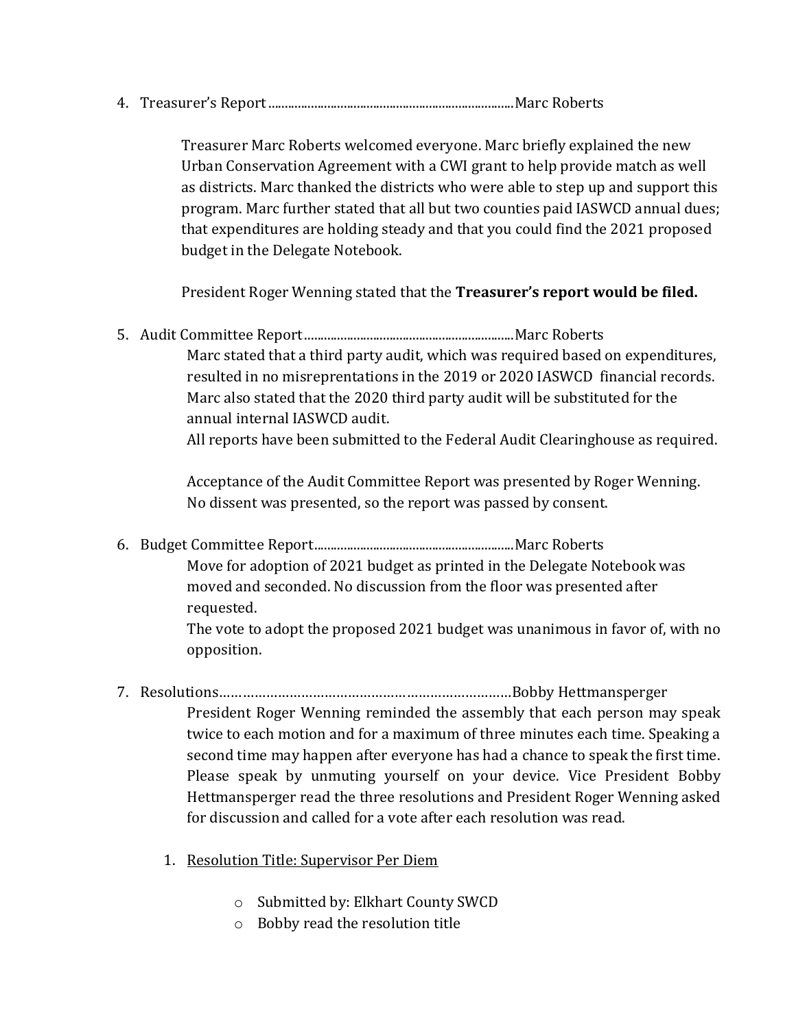4. Treasurer's Report..........................................................................Marc Roberts

   Treasurer Marc Roberts welcomed everyone. Marc briefly explained the new Urban Conservation Agreement with a CWI grant to help provide match as well as districts. Marc thanked the districts who were able to step up and support this program. Marc further stated that all but two counties paid IASWCD annual dues; that expenditures are holding steady and that you could find the 2021 proposed budget in the Delegate Notebook.

   President Roger Wenning stated that the **Treasurer's report would be filed.**

5. Audit Committee Report................................................................Marc Roberts

   Marc stated that a third party audit, which was required based on expenditures, resulted in no misreprentations in the 2019 or 2020 IASWCD financial records. Marc also stated that the 2020 third party audit will be substituted for the annual internal IASWCD audit.
   All reports have been submitted to the Federal Audit Clearinghouse as required.

   Acceptance of the Audit Committee Report was presented by Roger Wenning. No dissent was presented, so the report was passed by consent.

6. Budget Committee Report.............................................................Marc Roberts

   Move for adoption of 2021 budget as printed in the Delegate Notebook was moved and seconded. No discussion from the floor was presented after requested.
   The vote to adopt the proposed 2021 budget was unanimous in favor of, with no opposition.

7. Resolutions……………………………………………………………………Bobby Hettmansperger

   President Roger Wenning reminded the assembly that each person may speak twice to each motion and for a maximum of three minutes each time. Speaking a second time may happen after everyone has had a chance to speak the first time. Please speak by unmuting yourself on your device. Vice President Bobby Hettmansperger read the three resolutions and President Roger Wenning asked for discussion and called for a vote after each resolution was read.

   1. Resolution Title: Supervisor Per Diem

      - Submitted by: Elkhart County SWCD
      - Bobby read the resolution title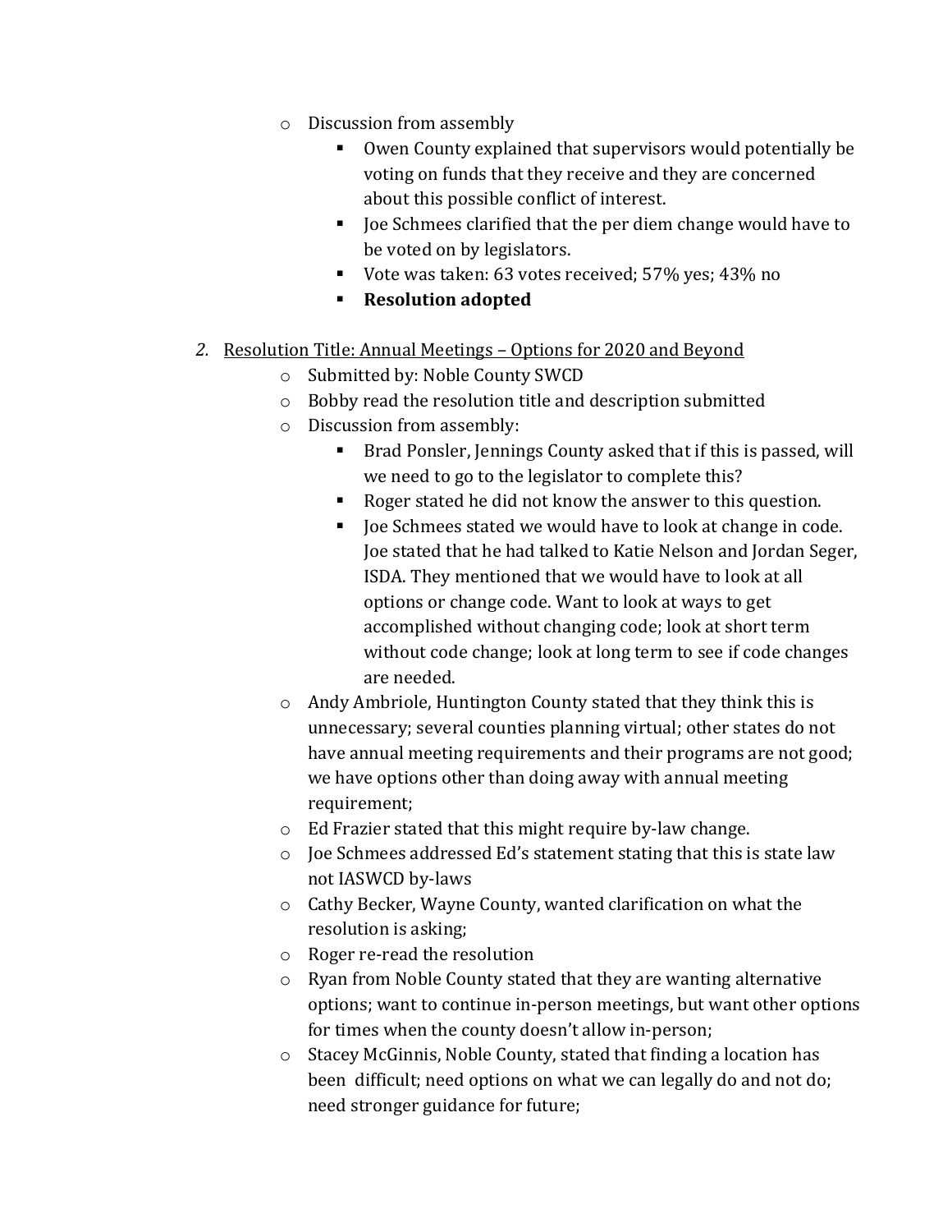- Discussion from assembly
  - Owen County explained that supervisors would potentially be voting on funds that they receive and they are concerned about this possible conflict of interest.
  - Joe Schmees clarified that the per diem change would have to be voted on by legislators.
  - Vote was taken: 63 votes received; 57% yes; 43% no
  - **Resolution adopted**

2. Resolution Title: Annual Meetings – Options for 2020 and Beyond
   - Submitted by: Noble County SWCD
   - Bobby read the resolution title and description submitted
   - Discussion from assembly:
     - Brad Ponsler, Jennings County asked that if this is passed, will we need to go to the legislator to complete this?
     - Roger stated he did not know the answer to this question.
     - Joe Schmees stated we would have to look at change in code. Joe stated that he had talked to Katie Nelson and Jordan Seger, ISDA. They mentioned that we would have to look at all options or change code. Want to look at ways to get accomplished without changing code; look at short term without code change; look at long term to see if code changes are needed.
   - Andy Ambriole, Huntington County stated that they think this is unnecessary; several counties planning virtual; other states do not have annual meeting requirements and their programs are not good; we have options other than doing away with annual meeting requirement;
   - Ed Frazier stated that this might require by-law change.
   - Joe Schmees addressed Ed's statement stating that this is state law not IASWCD by-laws
   - Cathy Becker, Wayne County, wanted clarification on what the resolution is asking;
   - Roger re-read the resolution
   - Ryan from Noble County stated that they are wanting alternative options; want to continue in-person meetings, but want other options for times when the county doesn't allow in-person;
   - Stacey McGinnis, Noble County, stated that finding a location has been difficult; need options on what we can legally do and not do; need stronger guidance for future;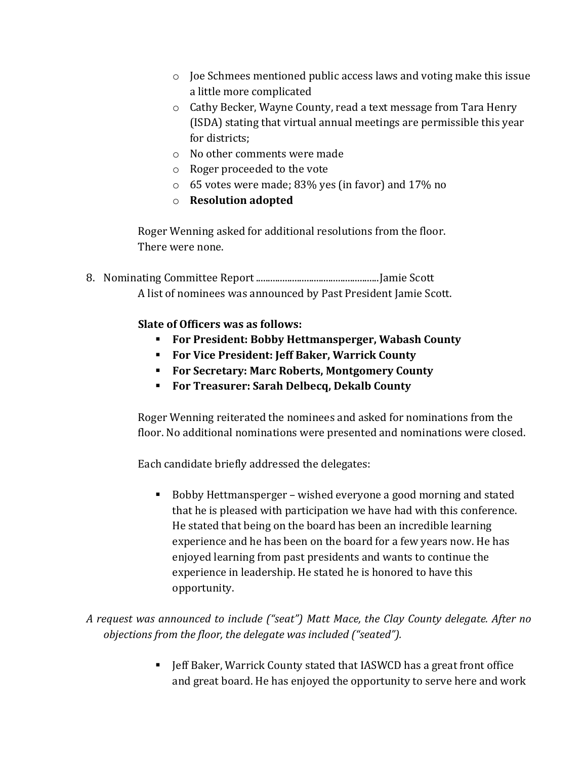- Joe Schmees mentioned public access laws and voting make this issue a little more complicated
- Cathy Becker, Wayne County, read a text message from Tara Henry (ISDA) stating that virtual annual meetings are permissible this year for districts;
- No other comments were made
- Roger proceeded to the vote
- 65 votes were made; 83% yes (in favor) and 17% no
- **Resolution adopted**

Roger Wenning asked for additional resolutions from the floor. There were none.

8. Nominating Committee Report .................................................Jamie Scott

   A list of nominees was announced by Past President Jamie Scott.

   **Slate of Officers was as follows:**

   - **For President: Bobby Hettmansperger, Wabash County**
   - **For Vice President: Jeff Baker, Warrick County**
   - **For Secretary: Marc Roberts, Montgomery County**
   - **For Treasurer: Sarah Delbecq, Dekalb County**

   Roger Wenning reiterated the nominees and asked for nominations from the floor. No additional nominations were presented and nominations were closed.

   Each candidate briefly addressed the delegates:

   - Bobby Hettmansperger – wished everyone a good morning and stated that he is pleased with participation we have had with this conference. He stated that being on the board has been an incredible learning experience and he has been on the board for a few years now. He has enjoyed learning from past presidents and wants to continue the experience in leadership. He stated he is honored to have this opportunity.

*A request was announced to include ("seat") Matt Mace, the Clay County delegate. After no objections from the floor, the delegate was included ("seated").*

   - Jeff Baker, Warrick County stated that IASWCD has a great front office and great board. He has enjoyed the opportunity to serve here and work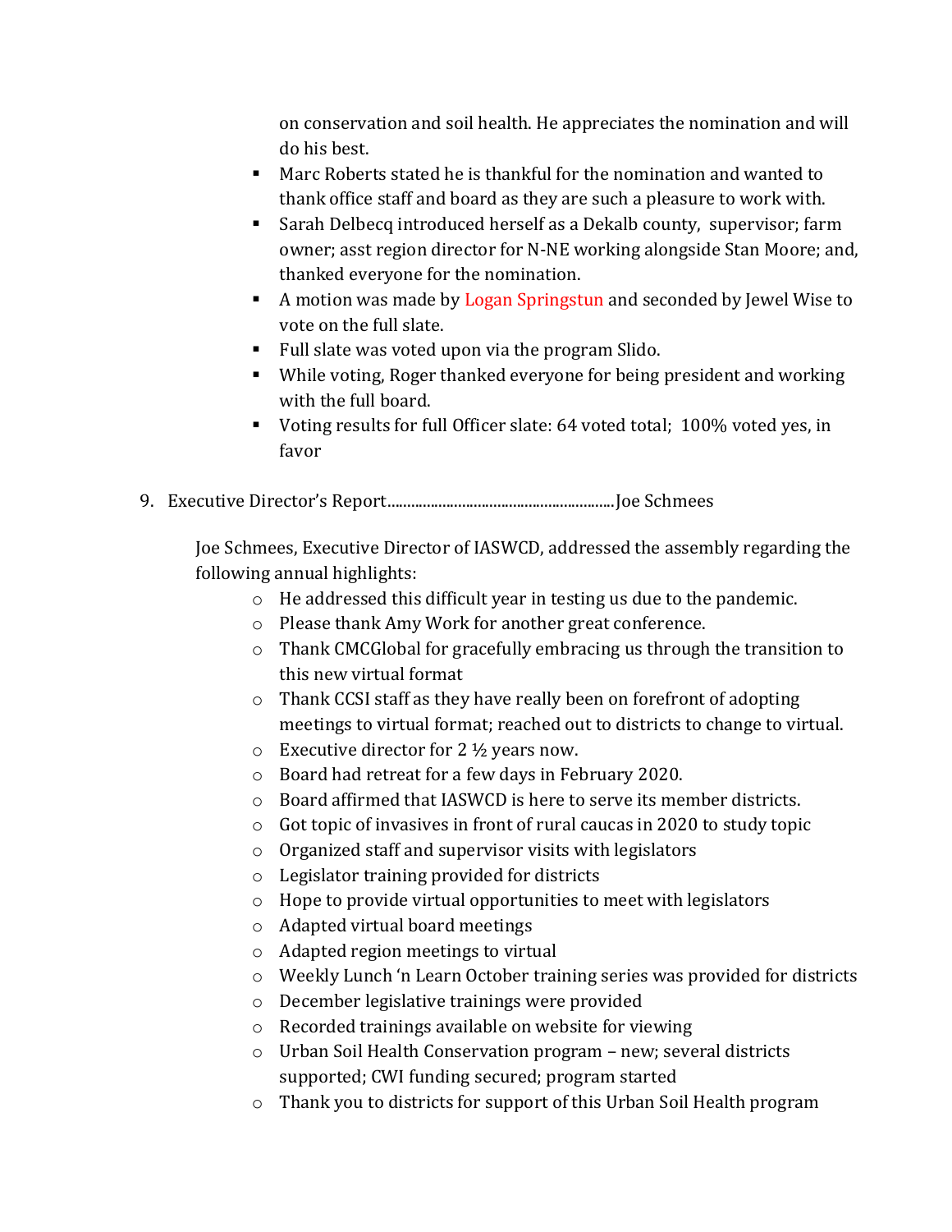on conservation and soil health. He appreciates the nomination and will do his best.

- Marc Roberts stated he is thankful for the nomination and wanted to thank office staff and board as they are such a pleasure to work with.
- Sarah Delbecq introduced herself as a Dekalb county, supervisor; farm owner; asst region director for N-NE working alongside Stan Moore; and, thanked everyone for the nomination.
- A motion was made by Logan Springstun and seconded by Jewel Wise to vote on the full slate.
- Full slate was voted upon via the program Slido.
- While voting, Roger thanked everyone for being president and working with the full board.
- Voting results for full Officer slate: 64 voted total; 100% voted yes, in favor

9. Executive Director's Report..........................................................Joe Schmees

Joe Schmees, Executive Director of IASWCD, addressed the assembly regarding the following annual highlights:

- He addressed this difficult year in testing us due to the pandemic.
- Please thank Amy Work for another great conference.
- Thank CMCGlobal for gracefully embracing us through the transition to this new virtual format
- Thank CCSI staff as they have really been on forefront of adopting meetings to virtual format; reached out to districts to change to virtual.
- Executive director for 2 ½ years now.
- Board had retreat for a few days in February 2020.
- Board affirmed that IASWCD is here to serve its member districts.
- Got topic of invasives in front of rural caucas in 2020 to study topic
- Organized staff and supervisor visits with legislators
- Legislator training provided for districts
- Hope to provide virtual opportunities to meet with legislators
- Adapted virtual board meetings
- Adapted region meetings to virtual
- Weekly Lunch 'n Learn October training series was provided for districts
- December legislative trainings were provided
- Recorded trainings available on website for viewing
- Urban Soil Health Conservation program – new; several districts supported; CWI funding secured; program started
- Thank you to districts for support of this Urban Soil Health program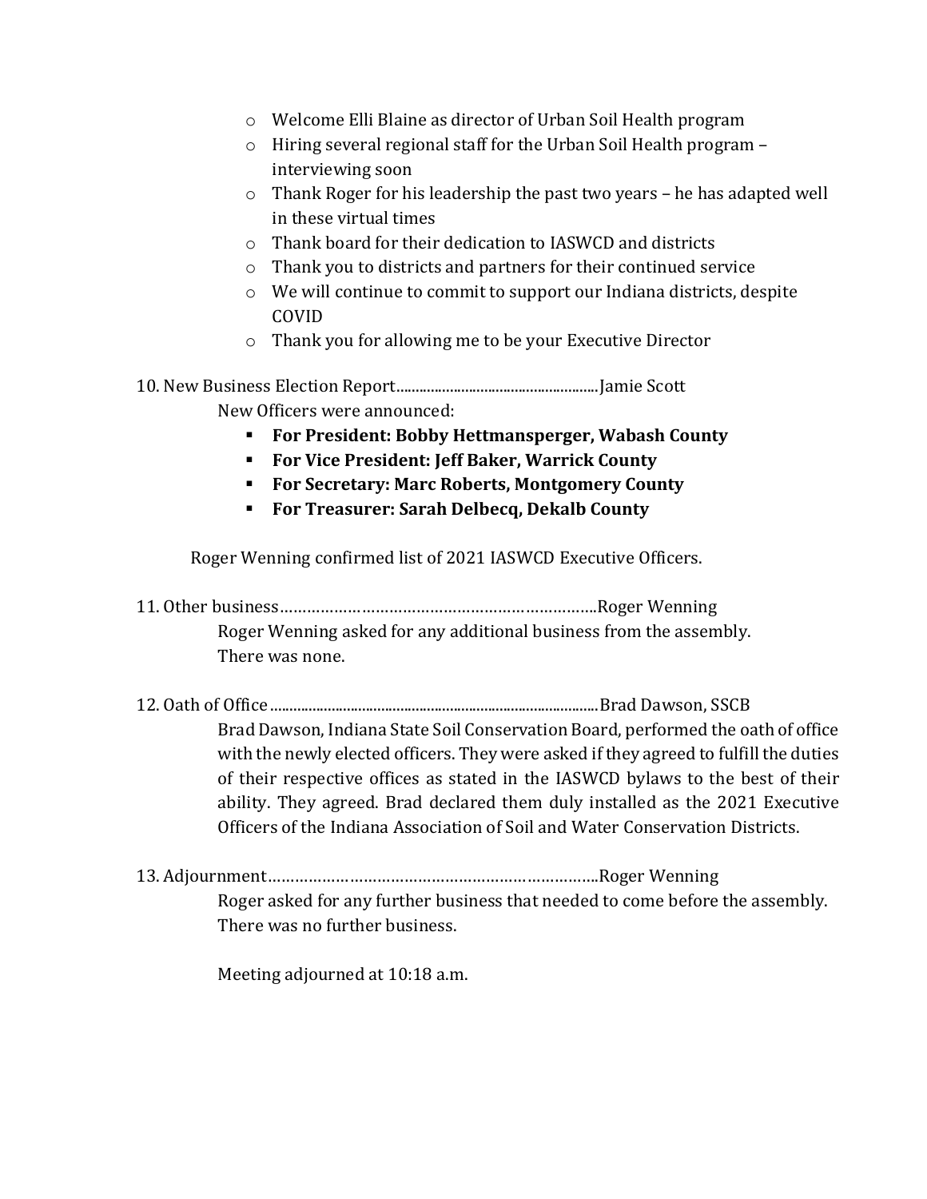- Welcome Elli Blaine as director of Urban Soil Health program
- Hiring several regional staff for the Urban Soil Health program – interviewing soon
- Thank Roger for his leadership the past two years – he has adapted well in these virtual times
- Thank board for their dedication to IASWCD and districts
- Thank you to districts and partners for their continued service
- We will continue to commit to support our Indiana districts, despite COVID
- Thank you for allowing me to be your Executive Director

10. New Business Election Report......................................................Jamie Scott

New Officers were announced:

- **For President: Bobby Hettmansperger, Wabash County**
- **For Vice President: Jeff Baker, Warrick County**
- **For Secretary: Marc Roberts, Montgomery County**
- **For Treasurer: Sarah Delbecq, Dekalb County**

Roger Wenning confirmed list of 2021 IASWCD Executive Officers.

11. Other business……………………………………………………………..Roger Wenning

Roger Wenning asked for any additional business from the assembly. There was none.

12. Oath of Office......................................................................................Brad Dawson, SSCB

Brad Dawson, Indiana State Soil Conservation Board, performed the oath of office with the newly elected officers. They were asked if they agreed to fulfill the duties of their respective offices as stated in the IASWCD bylaws to the best of their ability. They agreed. Brad declared them duly installed as the 2021 Executive Officers of the Indiana Association of Soil and Water Conservation Districts.

13. Adjournment………………………………………………………………..Roger Wenning

Roger asked for any further business that needed to come before the assembly. There was no further business.

Meeting adjourned at 10:18 a.m.